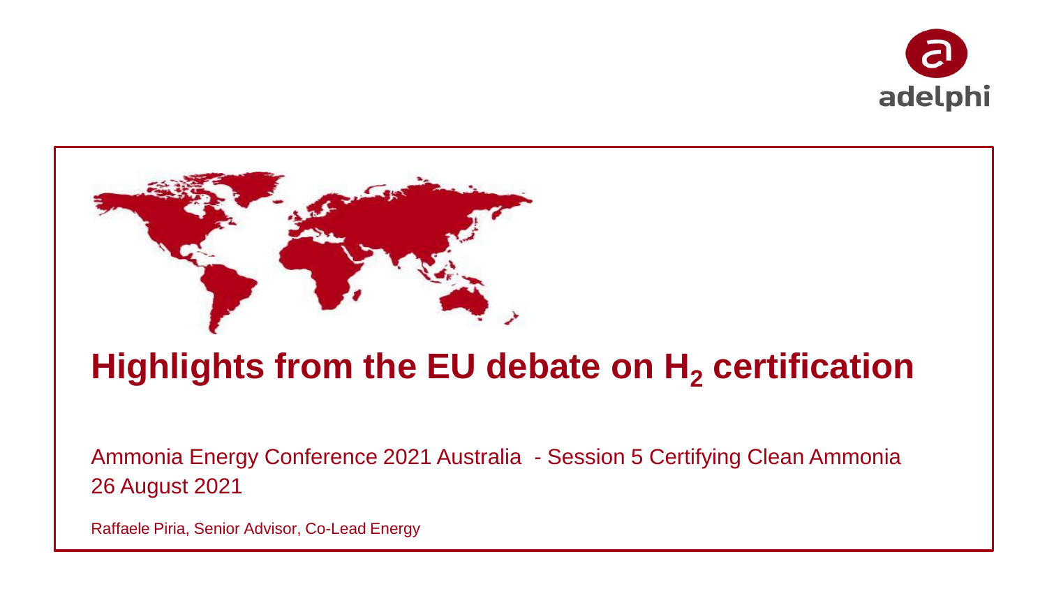adelphi

# Highlights from the EU debate on $H_2$ certification

Ammonia Energy Conference 2021 Australia - Session 5 Certifying Clean Ammonia
26 August 2021

Raffaele Piria, Senior Advisor, Co-Lead Energy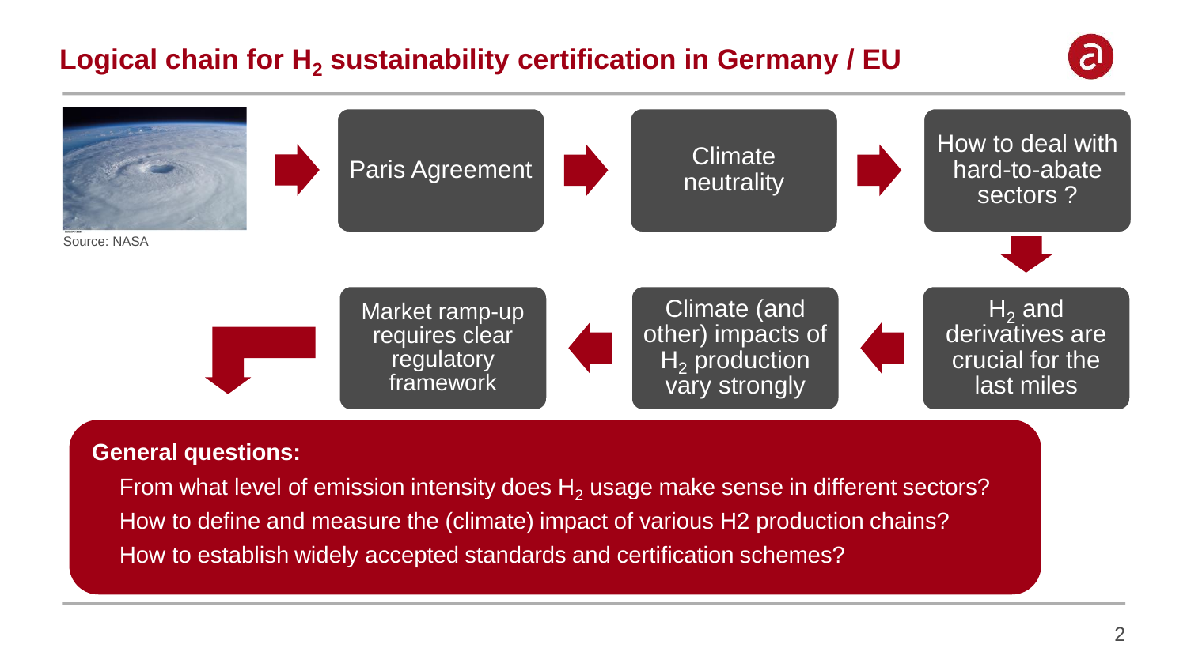# Logical chain for $H_2$ sustainability certification in Germany / EU

Source: NASA

Paris Agreement → Climate neutrality → How to deal with hard-to-abate sectors ? → $H_2$ and derivatives are crucial for the last miles → Climate (and other) impacts of $H_2$ production vary strongly → Market ramp-up requires clear regulatory framework

**General questions:**

- From what level of emission intensity does $H_2$ usage make sense in different sectors?
- How to define and measure the (climate) impact of various H2 production chains?
- How to establish widely accepted standards and certification schemes?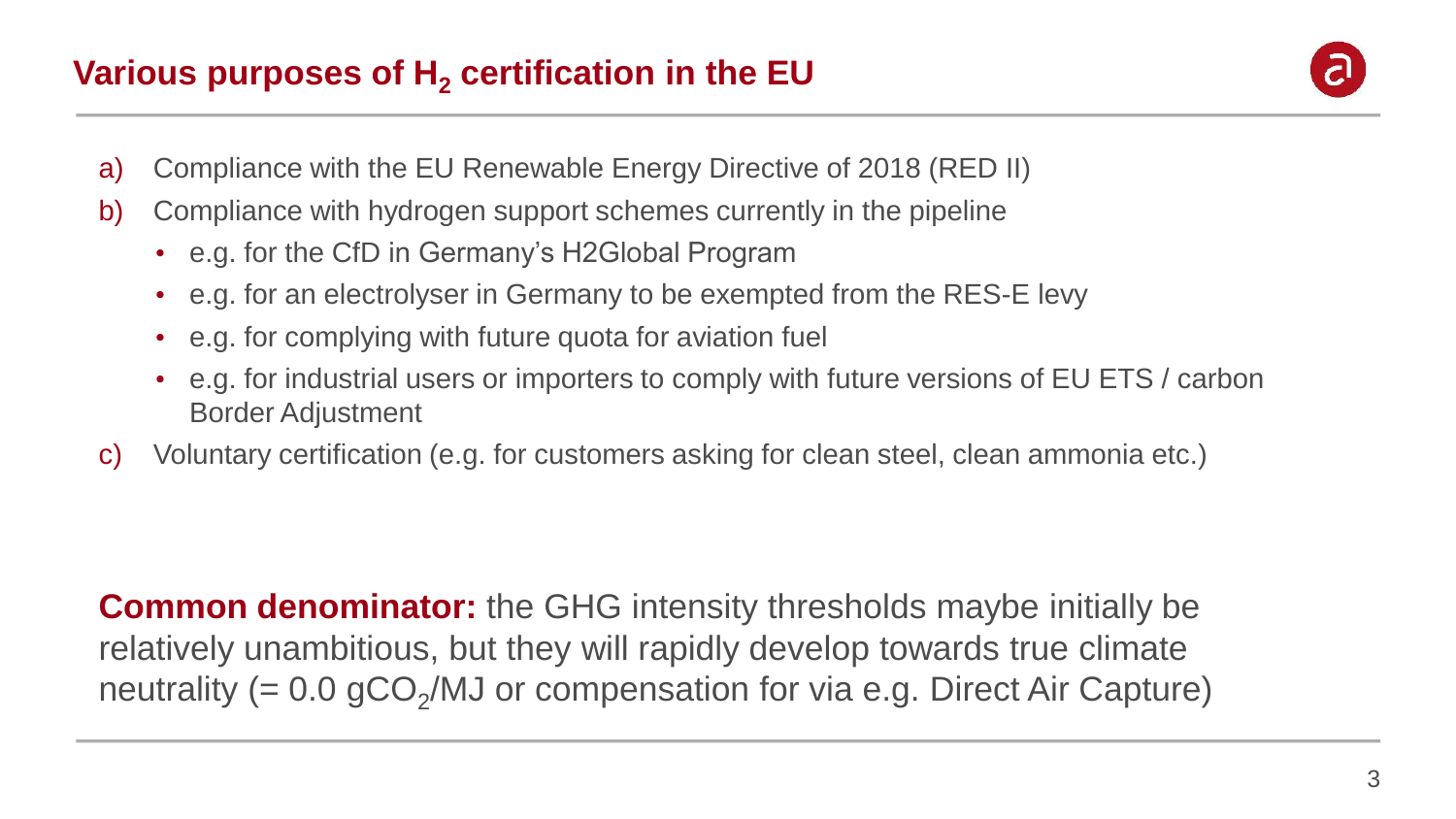# Various purposes of $H_2$ certification in the EU

a) Compliance with the EU Renewable Energy Directive of 2018 (RED II)

b) Compliance with hydrogen support schemes currently in the pipeline
   - e.g. for the CfD in Germany's H2Global Program
   - e.g. for an electrolyser in Germany to be exempted from the RES-E levy
   - e.g. for complying with future quota for aviation fuel
   - e.g. for industrial users or importers to comply with future versions of EU ETS / carbon Border Adjustment

c) Voluntary certification (e.g. for customers asking for clean steel, clean ammonia etc.)

**Common denominator:** the GHG intensity thresholds maybe initially be relatively unambitious, but they will rapidly develop towards true climate neutrality (= 0.0 $gCO_2$/MJ or compensation for via e.g. Direct Air Capture)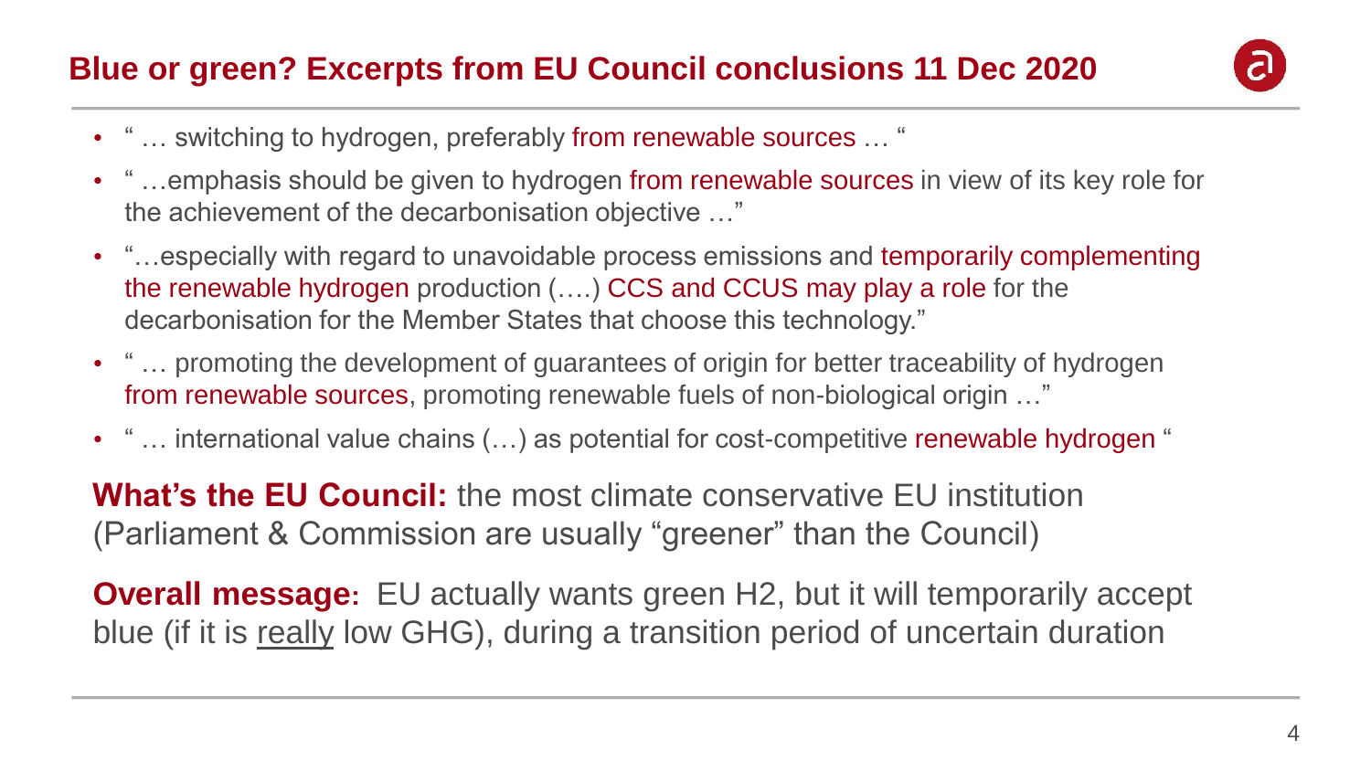# Blue or green? Excerpts from EU Council conclusions 11 Dec 2020

- " … switching to hydrogen, preferably from renewable sources … "
- " …emphasis should be given to hydrogen from renewable sources in view of its key role for the achievement of the decarbonisation objective …"
- "…especially with regard to unavoidable process emissions and temporarily complementing the renewable hydrogen production (….) CCS and CCUS may play a role for the decarbonisation for the Member States that choose this technology."
- " … promoting the development of guarantees of origin for better traceability of hydrogen from renewable sources, promoting renewable fuels of non-biological origin …"
- " … international value chains (…) as potential for cost-competitive renewable hydrogen "

**What's the EU Council:** the most climate conservative EU institution (Parliament & Commission are usually "greener" than the Council)

**Overall message:** EU actually wants green H2, but it will temporarily accept blue (if it is <u>really</u> low GHG), during a transition period of uncertain duration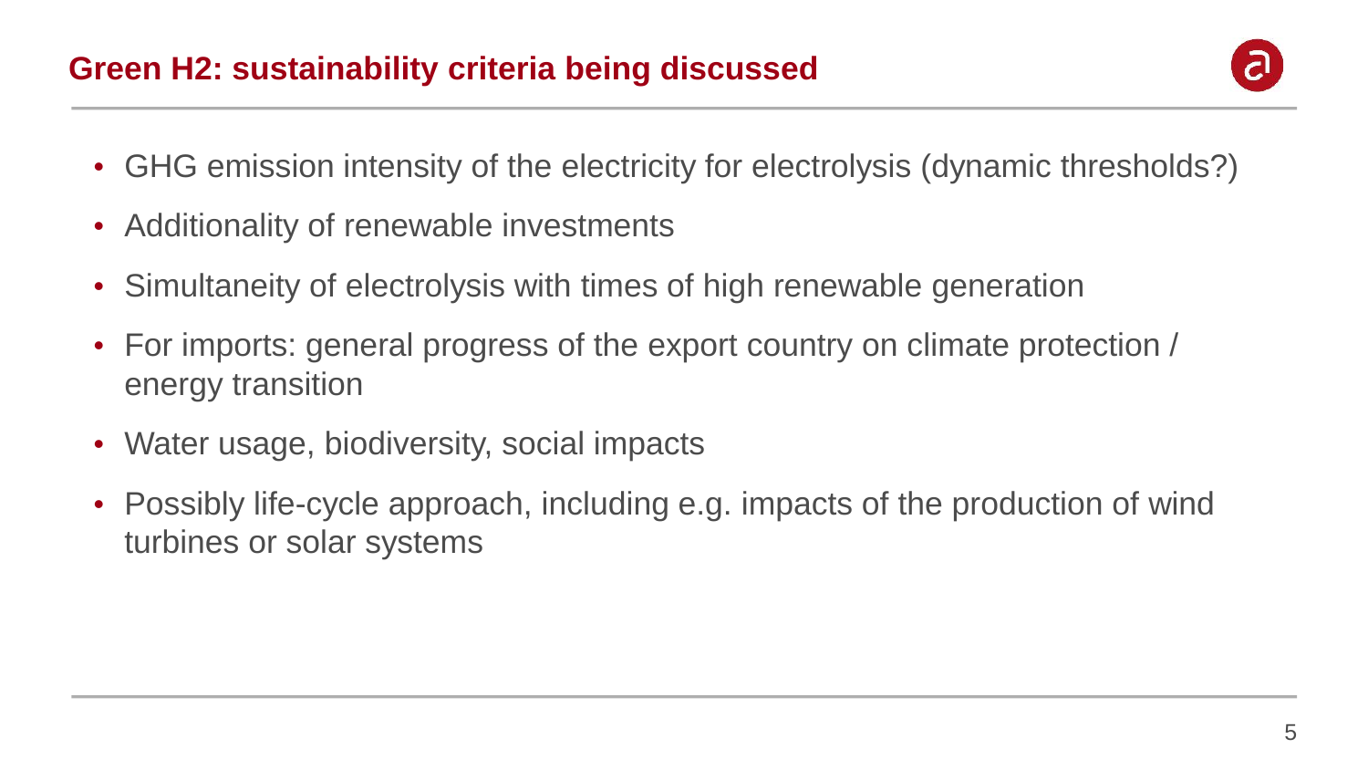## Green H2: sustainability criteria being discussed

- GHG emission intensity of the electricity for electrolysis (dynamic thresholds?)
- Additionality of renewable investments
- Simultaneity of electrolysis with times of high renewable generation
- For imports: general progress of the export country on climate protection / energy transition
- Water usage, biodiversity, social impacts
- Possibly life-cycle approach, including e.g. impacts of the production of wind turbines or solar systems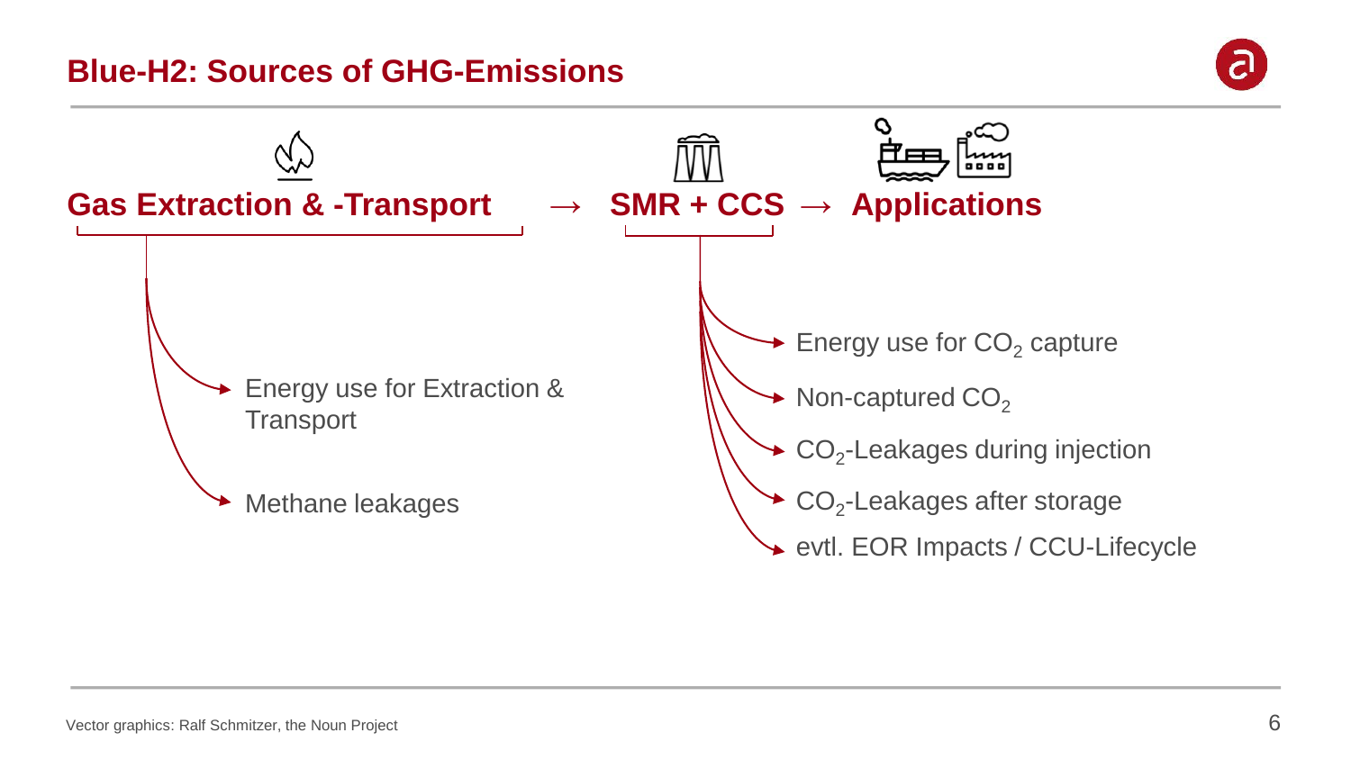# Blue-H2: Sources of GHG-Emissions

**Gas Extraction & -Transport** → **SMR + CCS** → **Applications**

**Gas Extraction & -Transport**

- Energy use for Extraction & Transport
- Methane leakages

**SMR + CCS**

- Energy use for $CO_2$ capture
- Non-captured $CO_2$
- $CO_2$-Leakages during injection
- $CO_2$-Leakages after storage
- evtl. EOR Impacts / CCU-Lifecycle

Vector graphics: Ralf Schmitzer, the Noun Project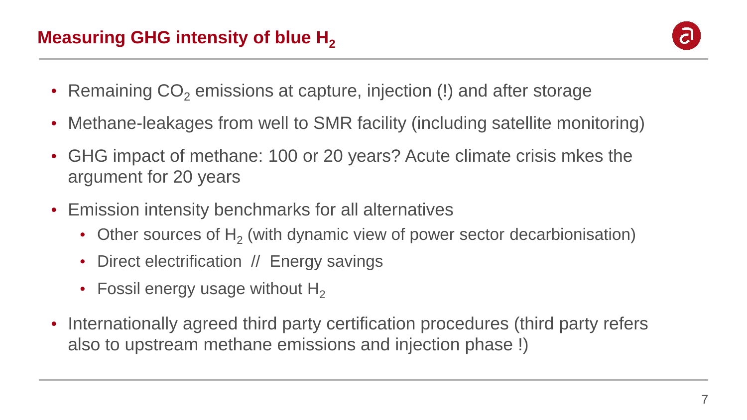# Measuring GHG intensity of blue $H_2$

- Remaining $CO_2$ emissions at capture, injection (!) and after storage
- Methane-leakages from well to SMR facility (including satellite monitoring)
- GHG impact of methane: 100 or 20 years? Acute climate crisis mkes the argument for 20 years
- Emission intensity benchmarks for all alternatives
  - Other sources of $H_2$ (with dynamic view of power sector decarbionisation)
  - Direct electrification // Energy savings
  - Fossil energy usage without $H_2$
- Internationally agreed third party certification procedures (third party refers also to upstream methane emissions and injection phase !)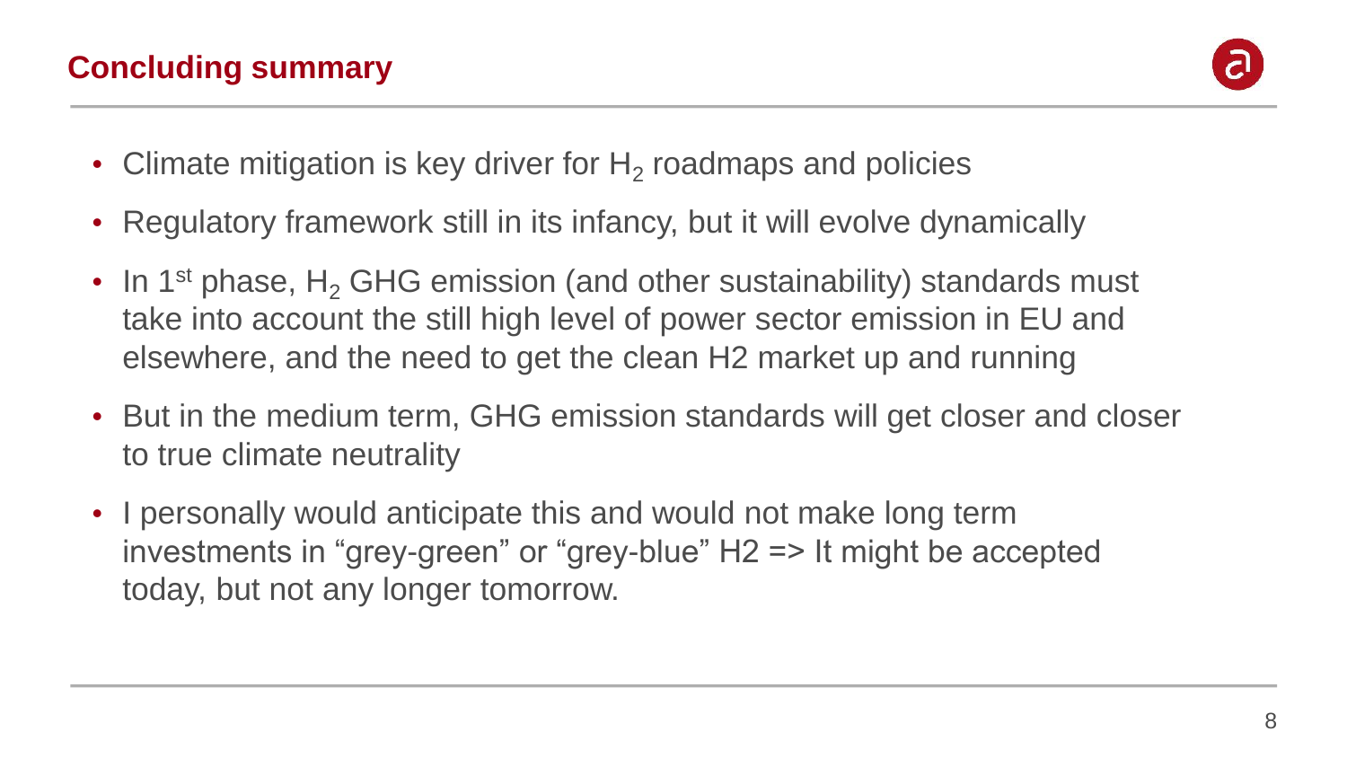# Concluding summary

- Climate mitigation is key driver for $H_2$ roadmaps and policies
- Regulatory framework still in its infancy, but it will evolve dynamically
- In 1st phase, $H_2$ GHG emission (and other sustainability) standards must take into account the still high level of power sector emission in EU and elsewhere, and the need to get the clean H2 market up and running
- But in the medium term, GHG emission standards will get closer and closer to true climate neutrality
- I personally would anticipate this and would not make long term investments in "grey-green" or "grey-blue" H2 => It might be accepted today, but not any longer tomorrow.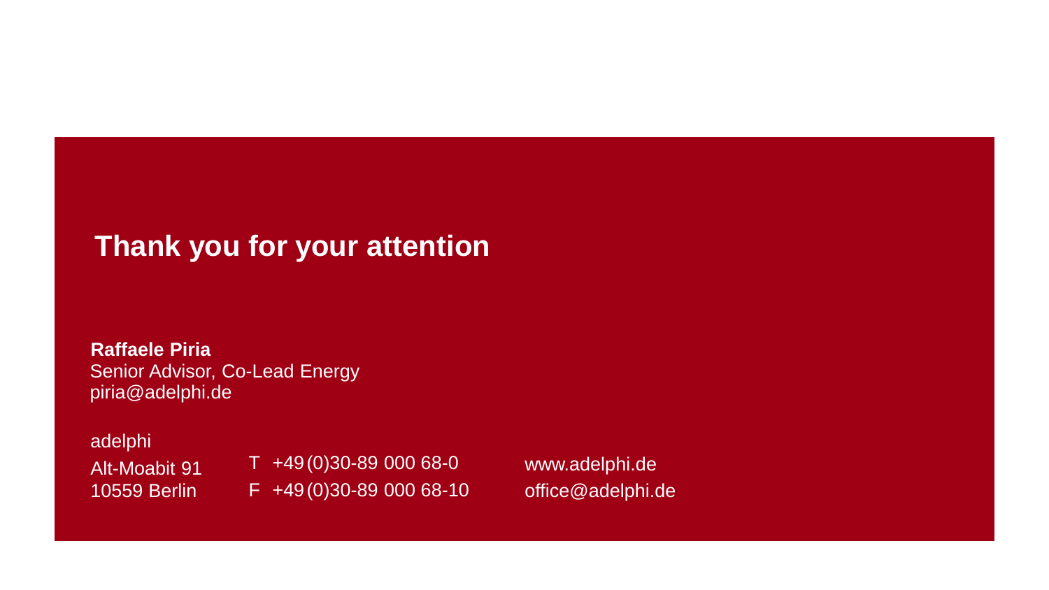# Thank you for your attention

**Raffaele Piria**
Senior Advisor, Co-Lead Energy
piria@adelphi.de

adelphi
Alt-Moabit 91
10559 Berlin

T +49 (0)30-89 000 68-0
F +49 (0)30-89 000 68-10

www.adelphi.de
office@adelphi.de